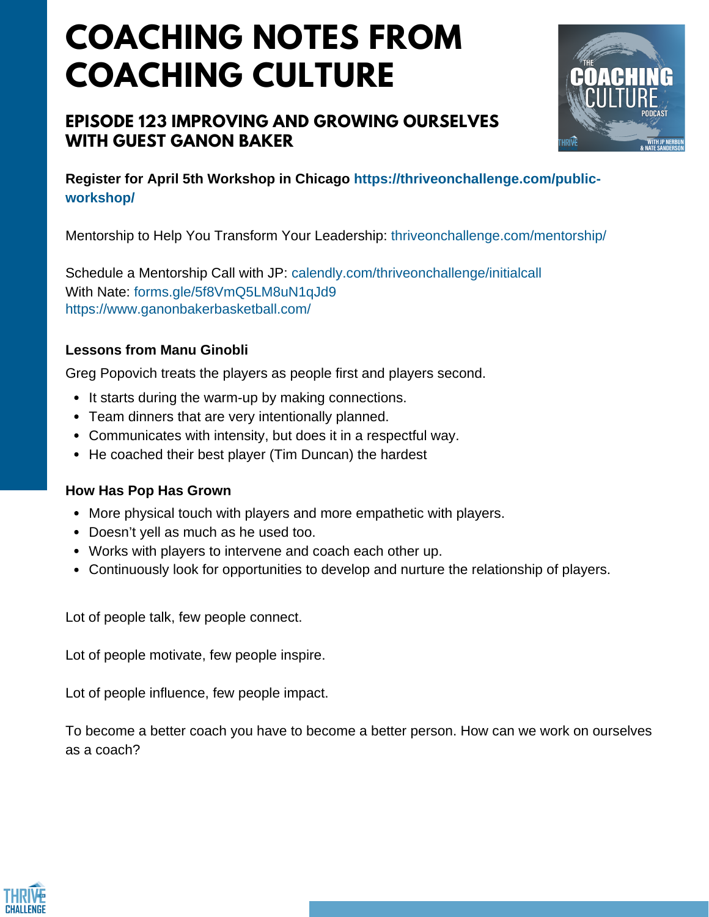# COACHING NOTES FROM COACHING CULTURE

## EPISODE 123 IMPROVING AND GROWING OURSELVES WITH GUEST GANON BAKER

**Register for April 5th Workshop in Chicago https://thriveonchallenge.com/public-workshop/**

Mentorship to Help You Transform Your Leadership: thriveonchallenge.com/mentorship/

Schedule a Mentorship Call with JP: calendly.com/thriveonchallenge/initialcall
With Nate: forms.gle/5f8VmQ5LM8uN1qJd9
https://www.ganonbakerbasketball.com/

**Lessons from Manu Ginobli**

Greg Popovich treats the players as people first and players second.

- It starts during the warm-up by making connections.
- Team dinners that are very intentionally planned.
- Communicates with intensity, but does it in a respectful way.
- He coached their best player (Tim Duncan) the hardest

**How Has Pop Has Grown**

- More physical touch with players and more empathetic with players.
- Doesn't yell as much as he used too.
- Works with players to intervene and coach each other up.
- Continuously look for opportunities to develop and nurture the relationship of players.

Lot of people talk, few people connect.

Lot of people motivate, few people inspire.

Lot of people influence, few people impact.

To become a better coach you have to become a better person. How can we work on ourselves as a coach?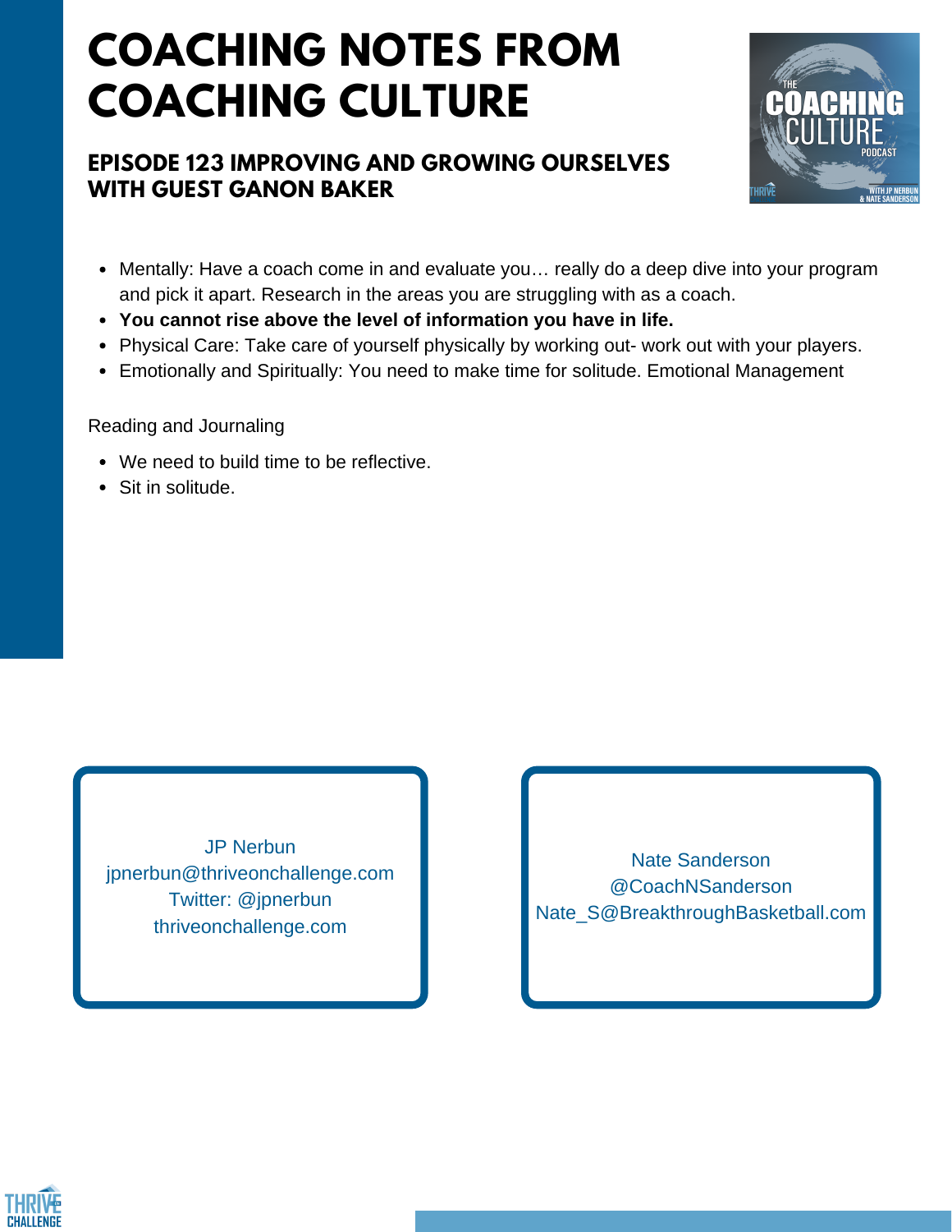# COACHING NOTES FROM COACHING CULTURE

## EPISODE 123 IMPROVING AND GROWING OURSELVES WITH GUEST GANON BAKER

- Mentally: Have a coach come in and evaluate you… really do a deep dive into your program and pick it apart. Research in the areas you are struggling with as a coach.
- **You cannot rise above the level of information you have in life.**
- Physical Care: Take care of yourself physically by working out- work out with your players.
- Emotionally and Spiritually: You need to make time for solitude. Emotional Management

Reading and Journaling

- We need to build time to be reflective.
- Sit in solitude.

JP Nerbun
jpnerbun@thriveonchallenge.com
Twitter: @jpnerbun
thriveonchallenge.com

Nate Sanderson
@CoachNSanderson
Nate_S@BreakthroughBasketball.com